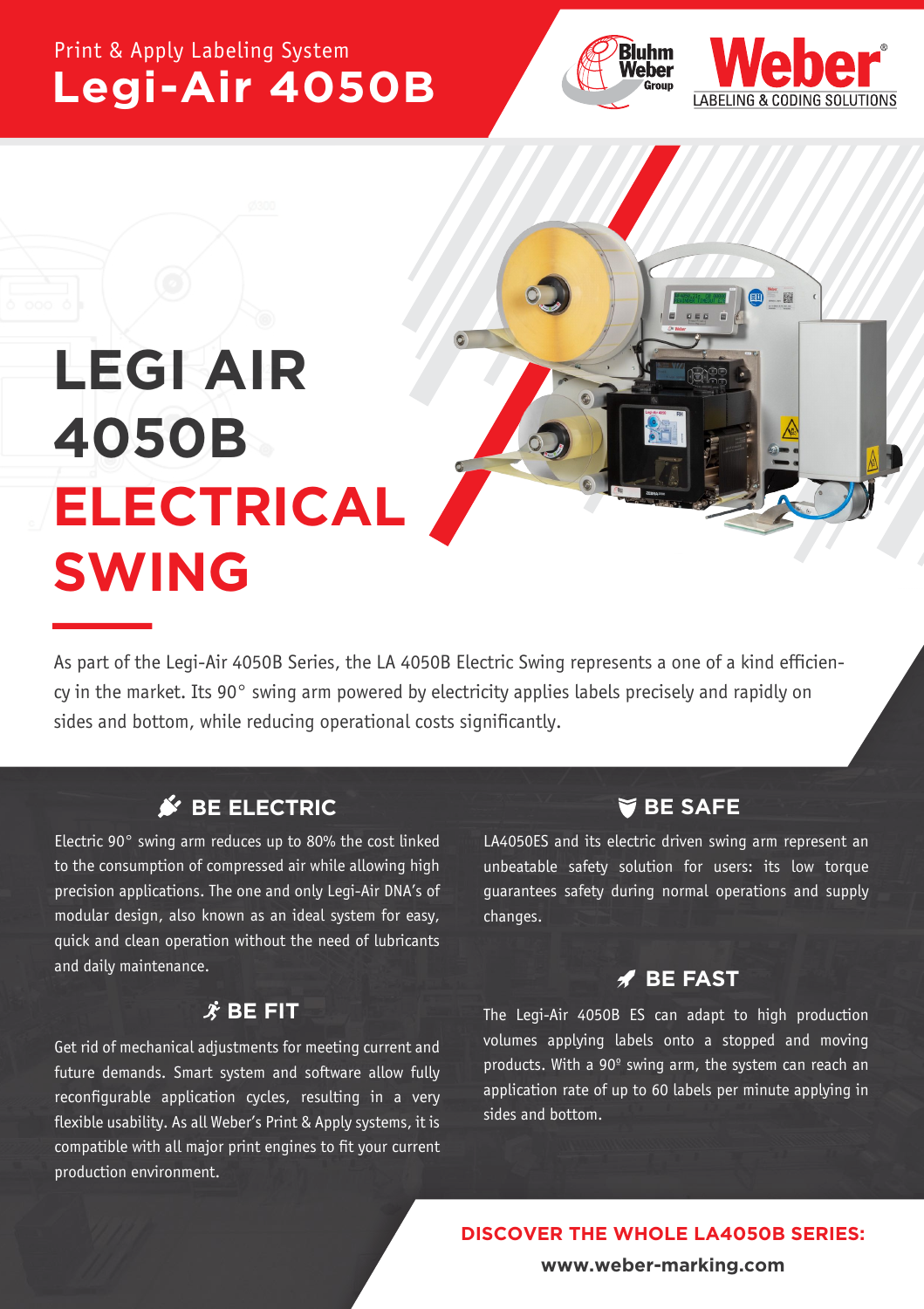Print & Apply Labeling System

# Legi-Air 4050B

Bluhm Weber Group

Weber LABELING & CODING SOLUTIONS

# LEGI AIR 4050B ELECTRICAL SWING

As part of the Legi-Air 4050B Series, the LA 4050B Electric Swing represents a one of a kind efficiency in the market. Its 90° swing arm powered by electricity applies labels precisely and rapidly on sides and bottom, while reducing operational costs significantly.

## BE ELECTRIC

Electric 90° swing arm reduces up to 80% the cost linked to the consumption of compressed air while allowing high precision applications. The one and only Legi-Air DNA's of modular design, also known as an ideal system for easy, quick and clean operation without the need of lubricants and daily maintenance.

## BE FIT

Get rid of mechanical adjustments for meeting current and future demands. Smart system and software allow fully reconfigurable application cycles, resulting in a very flexible usability. As all Weber's Print & Apply systems, it is compatible with all major print engines to fit your current production environment.

## BE SAFE

LA4050ES and its electric driven swing arm represent an unbeatable safety solution for users: its low torque guarantees safety during normal operations and supply changes.

## BE FAST

The Legi-Air 4050B ES can adapt to high production volumes applying labels onto a stopped and moving products. With a 90º swing arm, the system can reach an application rate of up to 60 labels per minute applying in sides and bottom.

**DISCOVER THE WHOLE LA4050B SERIES:**

**www.weber-marking.com**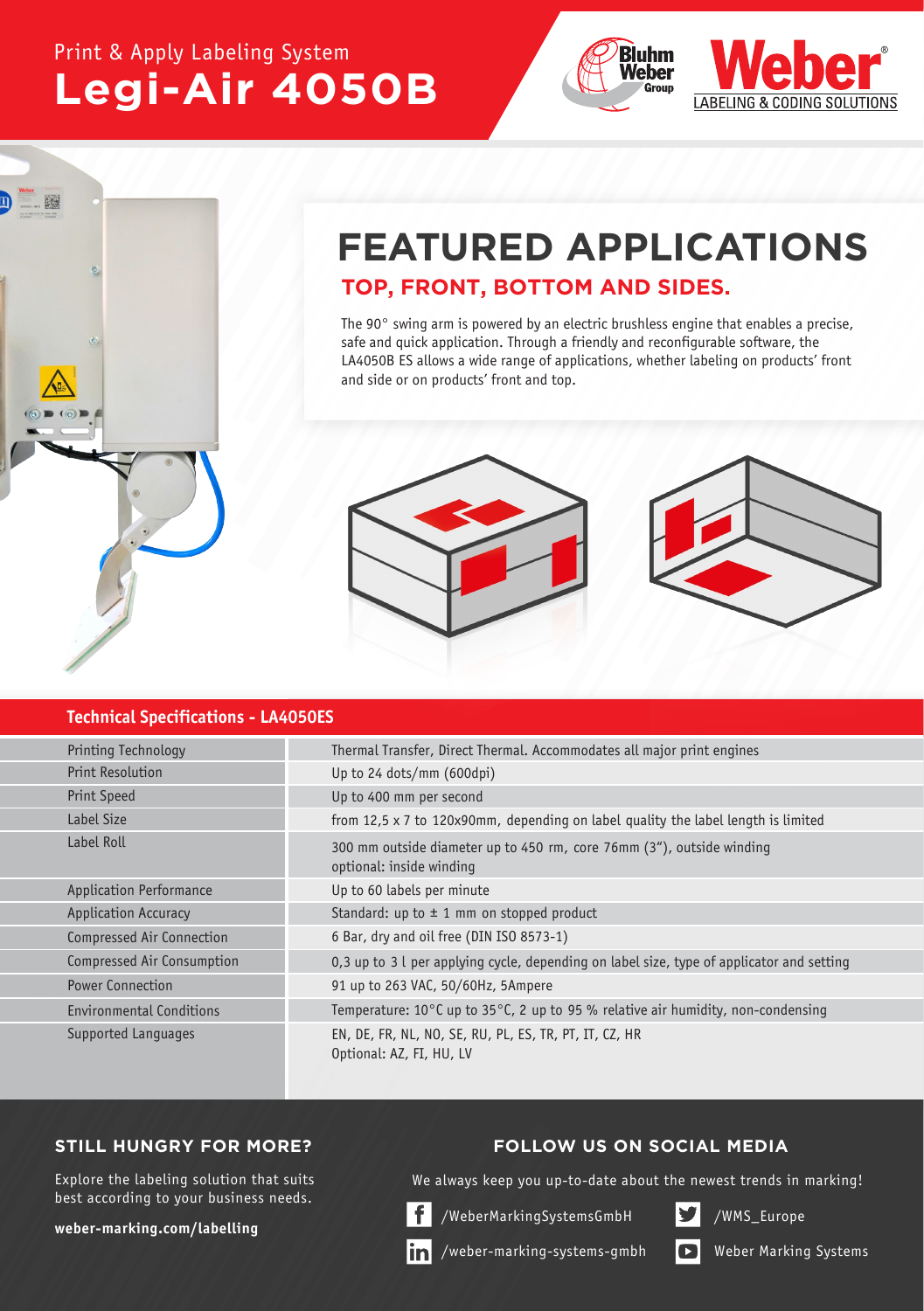Print & Apply Labeling System

# Legi-Air 4050B

Bluhm Weber Group

Weber® LABELING & CODING SOLUTIONS

## FEATURED APPLICATIONS

### TOP, FRONT, BOTTOM AND SIDES.

The 90° swing arm is powered by an electric brushless engine that enables a precise, safe and quick application. Through a friendly and reconfigurable software, the LA4050B ES allows a wide range of applications, whether labeling on products' front and side or on products' front and top.

### Technical Specifications - LA4050ES

| | |
|---|---|
| Printing Technology | Thermal Transfer, Direct Thermal. Accommodates all major print engines |
| Print Resolution | Up to 24 dots/mm (600dpi) |
| Print Speed | Up to 400 mm per second |
| Label Size | from 12,5 x 7 to 120x90mm, depending on label quality the label length is limited |
| Label Roll | 300 mm outside diameter up to 450 rm, core 76mm (3"), outside winding<br>optional: inside winding |
| Application Performance | Up to 60 labels per minute |
| Application Accuracy | Standard: up to ± 1 mm on stopped product |
| Compressed Air Connection | 6 Bar, dry and oil free (DIN ISO 8573-1) |
| Compressed Air Consumption | 0,3 up to 3 l per applying cycle, depending on label size, type of applicator and setting |
| Power Connection | 91 up to 263 VAC, 50/60Hz, 5Ampere |
| Environmental Conditions | Temperature: 10°C up to 35°C, 2 up to 95 % relative air humidity, non-condensing |
| Supported Languages | EN, DE, FR, NL, NO, SE, RU, PL, ES, TR, PT, IT, CZ, HR<br>Optional: AZ, FI, HU, LV |

## STILL HUNGRY FOR MORE?

Explore the labeling solution that suits best according to your business needs.

**weber-marking.com/labelling**

## FOLLOW US ON SOCIAL MEDIA

We always keep you up-to-date about the newest trends in marking!

/WeberMarkingSystemsGmbH

/WMS_Europe

/weber-marking-systems-gmbh

Weber Marking Systems